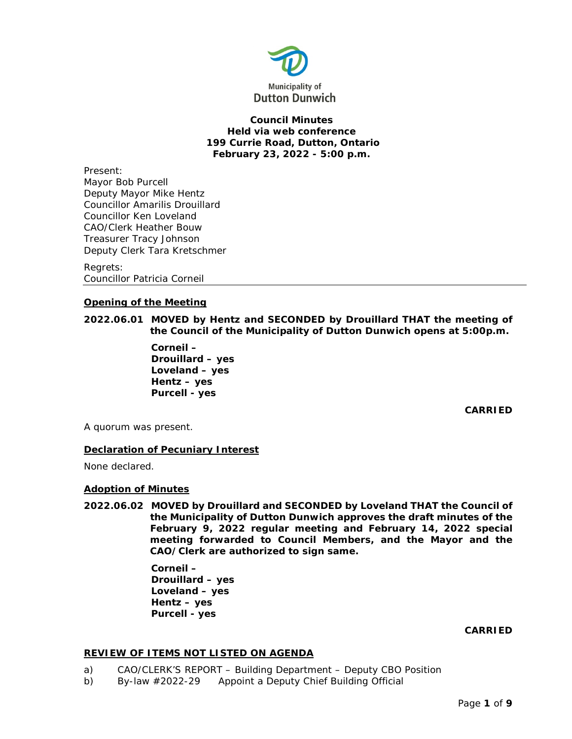Municipality of
Dutton Dunwich

**Council Minutes**
**Held via web conference**
**199 Currie Road, Dutton, Ontario**
**February 23, 2022 - 5:00 p.m.**

Present:
Mayor Bob Purcell
Deputy Mayor Mike Hentz
Councillor Amarilis Drouillard
Councillor Ken Loveland
CAO/Clerk Heather Bouw
Treasurer Tracy Johnson
Deputy Clerk Tara Kretschmer

Regrets:
Councillor Patricia Corneil

---

## Opening of the Meeting

**2022.06.01 MOVED by Hentz and SECONDED by Drouillard THAT the meeting of the Council of the Municipality of Dutton Dunwich opens at 5:00p.m.**

**Corneil –**
**Drouillard – yes**
**Loveland – yes**
**Hentz – yes**
**Purcell - yes**

**CARRIED**

A quorum was present.

## Declaration of Pecuniary Interest

None declared.

## Adoption of Minutes

**2022.06.02 MOVED by Drouillard and SECONDED by Loveland THAT the Council of the Municipality of Dutton Dunwich approves the draft minutes of the February 9, 2022 regular meeting and February 14, 2022 special meeting forwarded to Council Members, and the Mayor and the CAO/Clerk are authorized to sign same.**

**Corneil –**
**Drouillard – yes**
**Loveland – yes**
**Hentz – yes**
**Purcell - yes**

**CARRIED**

## REVIEW OF ITEMS NOT LISTED ON AGENDA

a) CAO/CLERK'S REPORT – Building Department – Deputy CBO Position
b) By-law #2022-29 Appoint a Deputy Chief Building Official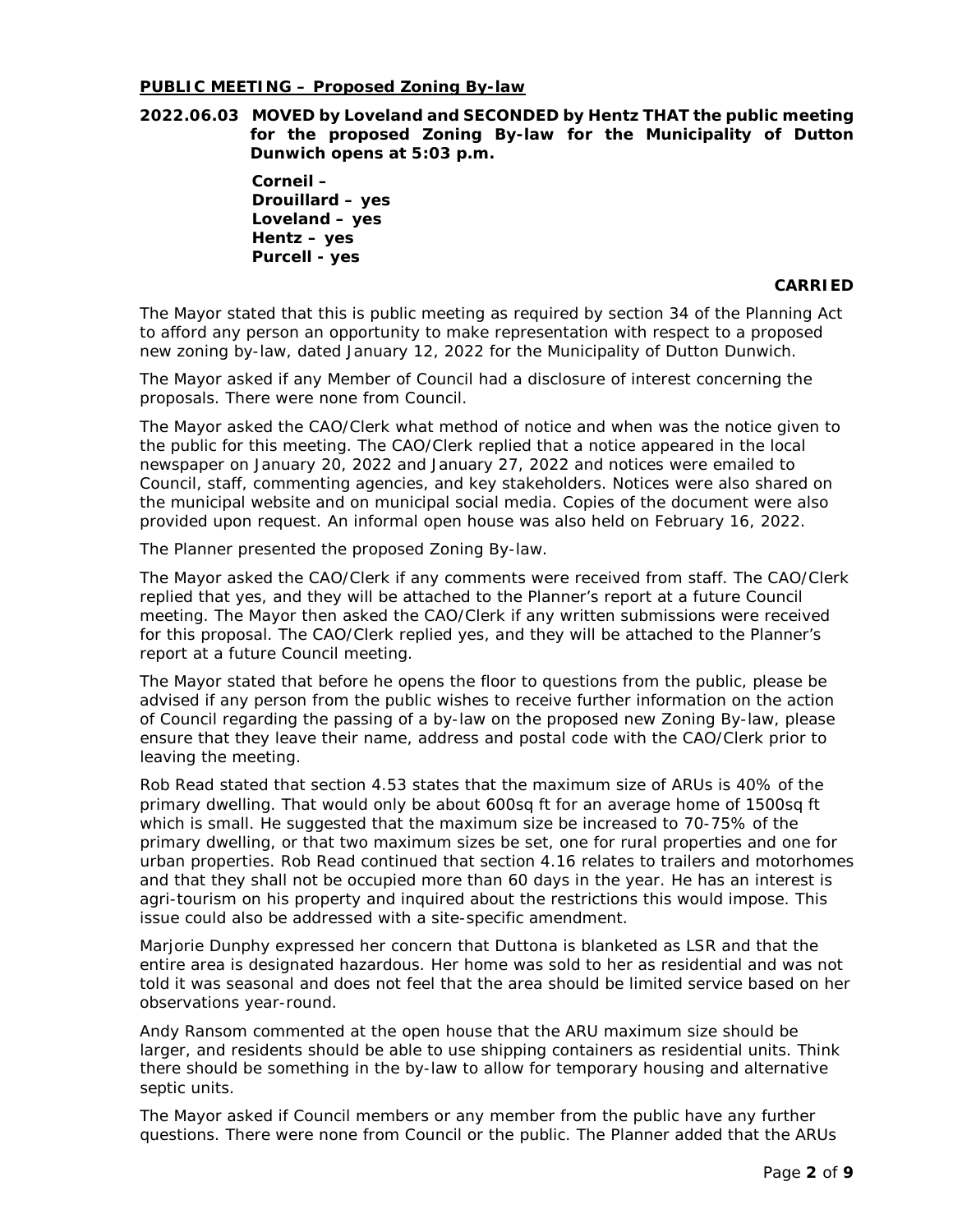**PUBLIC MEETING – Proposed Zoning By-law**

**2022.06.03 MOVED by Loveland and SECONDED by Hentz THAT the public meeting for the proposed Zoning By-law for the Municipality of Dutton Dunwich opens at 5:03 p.m.**

**Corneil –**
**Drouillard – yes**
**Loveland – yes**
**Hentz – yes**
**Purcell - yes**

**CARRIED**

The Mayor stated that this is public meeting as required by section 34 of the Planning Act to afford any person an opportunity to make representation with respect to a proposed new zoning by-law, dated January 12, 2022 for the Municipality of Dutton Dunwich.

The Mayor asked if any Member of Council had a disclosure of interest concerning the proposals. There were none from Council.

The Mayor asked the CAO/Clerk what method of notice and when was the notice given to the public for this meeting. The CAO/Clerk replied that a notice appeared in the local newspaper on January 20, 2022 and January 27, 2022 and notices were emailed to Council, staff, commenting agencies, and key stakeholders. Notices were also shared on the municipal website and on municipal social media. Copies of the document were also provided upon request. An informal open house was also held on February 16, 2022.

The Planner presented the proposed Zoning By-law.

The Mayor asked the CAO/Clerk if any comments were received from staff. The CAO/Clerk replied that yes, and they will be attached to the Planner's report at a future Council meeting. The Mayor then asked the CAO/Clerk if any written submissions were received for this proposal. The CAO/Clerk replied yes, and they will be attached to the Planner's report at a future Council meeting.

The Mayor stated that before he opens the floor to questions from the public, please be advised if any person from the public wishes to receive further information on the action of Council regarding the passing of a by-law on the proposed new Zoning By-law, please ensure that they leave their name, address and postal code with the CAO/Clerk prior to leaving the meeting.

Rob Read stated that section 4.53 states that the maximum size of ARUs is 40% of the primary dwelling. That would only be about 600sq ft for an average home of 1500sq ft which is small. He suggested that the maximum size be increased to 70-75% of the primary dwelling, or that two maximum sizes be set, one for rural properties and one for urban properties. Rob Read continued that section 4.16 relates to trailers and motorhomes and that they shall not be occupied more than 60 days in the year. He has an interest is agri-tourism on his property and inquired about the restrictions this would impose. This issue could also be addressed with a site-specific amendment.

Marjorie Dunphy expressed her concern that Duttona is blanketed as LSR and that the entire area is designated hazardous. Her home was sold to her as residential and was not told it was seasonal and does not feel that the area should be limited service based on her observations year-round.

Andy Ransom commented at the open house that the ARU maximum size should be larger, and residents should be able to use shipping containers as residential units. Think there should be something in the by-law to allow for temporary housing and alternative septic units.

The Mayor asked if Council members or any member from the public have any further questions. There were none from Council or the public. The Planner added that the ARUs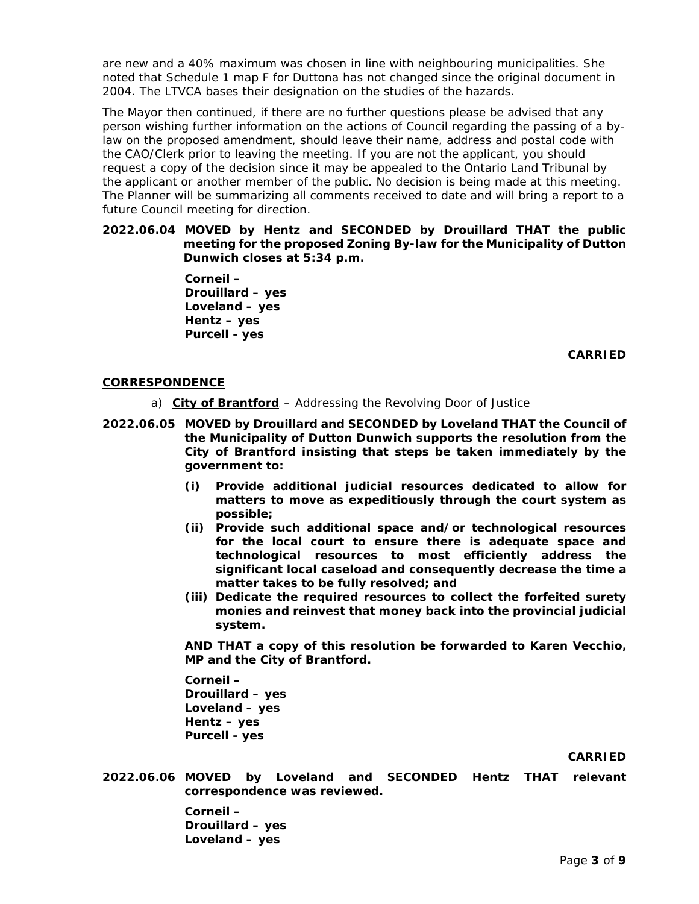are new and a 40% maximum was chosen in line with neighbouring municipalities. She noted that Schedule 1 map F for Duttona has not changed since the original document in 2004. The LTVCA bases their designation on the studies of the hazards.

The Mayor then continued, if there are no further questions please be advised that any person wishing further information on the actions of Council regarding the passing of a by-law on the proposed amendment, should leave their name, address and postal code with the CAO/Clerk prior to leaving the meeting. If you are not the applicant, you should request a copy of the decision since it may be appealed to the Ontario Land Tribunal by the applicant or another member of the public. No decision is being made at this meeting. The Planner will be summarizing all comments received to date and will bring a report to a future Council meeting for direction.

**2022.06.04 MOVED by Hentz and SECONDED by Drouillard THAT the public meeting for the proposed Zoning By-law for the Municipality of Dutton Dunwich closes at 5:34 p.m.**

**Corneil –**
**Drouillard – yes**
**Loveland – yes**
**Hentz – yes**
**Purcell - yes**

**CARRIED**

**CORRESPONDENCE**

a) **City of Brantford** – Addressing the Revolving Door of Justice

**2022.06.05 MOVED by Drouillard and SECONDED by Loveland THAT the Council of the Municipality of Dutton Dunwich supports the resolution from the City of Brantford insisting that steps be taken immediately by the government to:**

**(i) Provide additional judicial resources dedicated to allow for matters to move as expeditiously through the court system as possible;**
**(ii) Provide such additional space and/or technological resources for the local court to ensure there is adequate space and technological resources to most efficiently address the significant local caseload and consequently decrease the time a matter takes to be fully resolved; and**
**(iii) Dedicate the required resources to collect the forfeited surety monies and reinvest that money back into the provincial judicial system.**

**AND THAT a copy of this resolution be forwarded to Karen Vecchio, MP and the City of Brantford.**

**Corneil –**
**Drouillard – yes**
**Loveland – yes**
**Hentz – yes**
**Purcell - yes**

**CARRIED**

**2022.06.06 MOVED by Loveland and SECONDED Hentz THAT relevant correspondence was reviewed.**

**Corneil –**
**Drouillard – yes**
**Loveland – yes**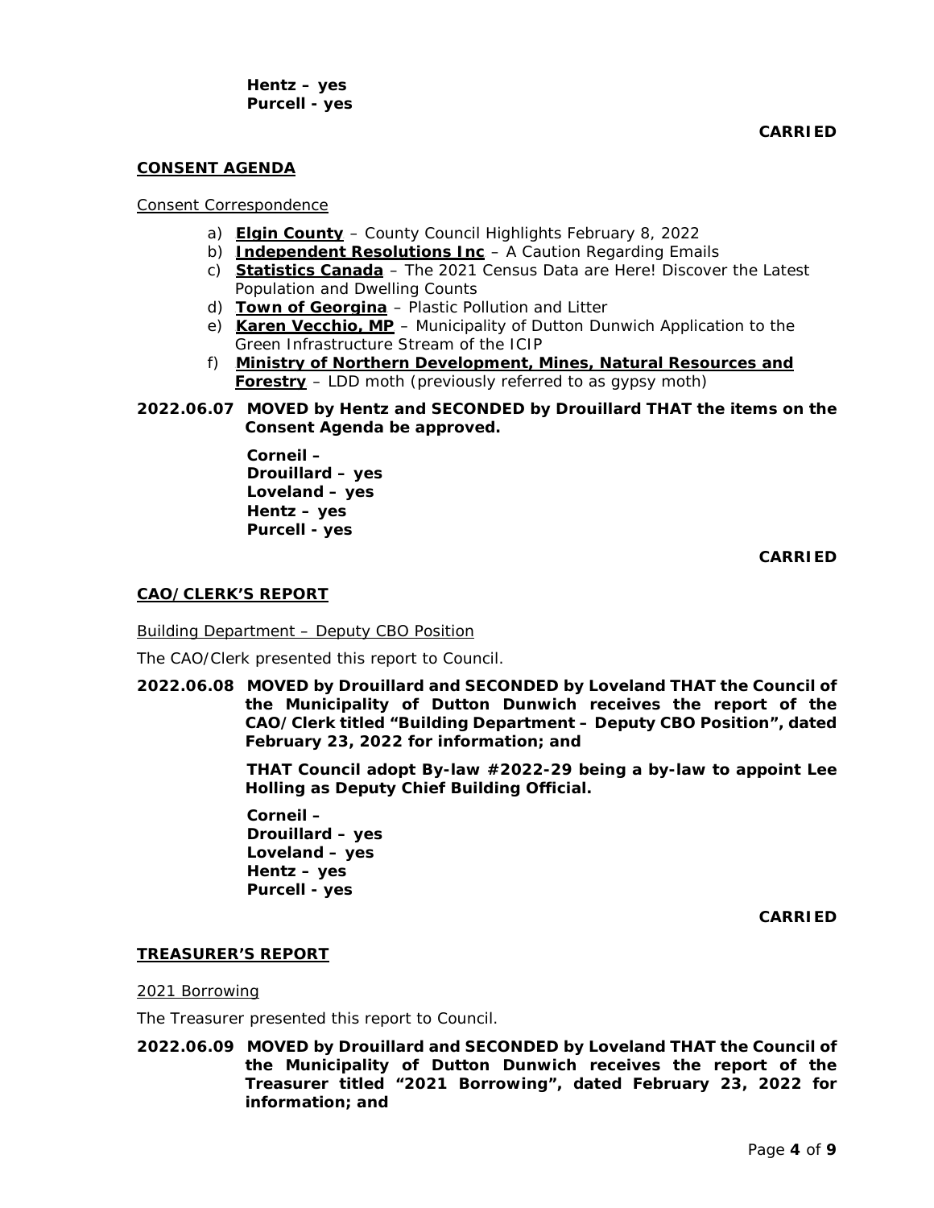**Hentz – yes**
**Purcell - yes**

**CARRIED**

## CONSENT AGENDA

Consent Correspondence

a) **Elgin County** – County Council Highlights February 8, 2022
b) **Independent Resolutions Inc** – A Caution Regarding Emails
c) **Statistics Canada** – The 2021 Census Data are Here! Discover the Latest Population and Dwelling Counts
d) **Town of Georgina** – Plastic Pollution and Litter
e) **Karen Vecchio, MP** – Municipality of Dutton Dunwich Application to the Green Infrastructure Stream of the ICIP
f) **Ministry of Northern Development, Mines, Natural Resources and Forestry** – LDD moth (previously referred to as gypsy moth)

**2022.06.07 MOVED by Hentz and SECONDED by Drouillard THAT the items on the Consent Agenda be approved.**

**Corneil –**
**Drouillard – yes**
**Loveland – yes**
**Hentz – yes**
**Purcell - yes**

**CARRIED**

## CAO/CLERK'S REPORT

Building Department – Deputy CBO Position

The CAO/Clerk presented this report to Council.

**2022.06.08 MOVED by Drouillard and SECONDED by Loveland THAT the Council of the Municipality of Dutton Dunwich receives the report of the CAO/Clerk titled "Building Department – Deputy CBO Position", dated February 23, 2022 for information; and**

**THAT Council adopt By-law #2022-29 being a by-law to appoint Lee Holling as Deputy Chief Building Official.**

**Corneil –**
**Drouillard – yes**
**Loveland – yes**
**Hentz – yes**
**Purcell - yes**

**CARRIED**

## TREASURER'S REPORT

2021 Borrowing

The Treasurer presented this report to Council.

**2022.06.09 MOVED by Drouillard and SECONDED by Loveland THAT the Council of the Municipality of Dutton Dunwich receives the report of the Treasurer titled "2021 Borrowing", dated February 23, 2022 for information; and**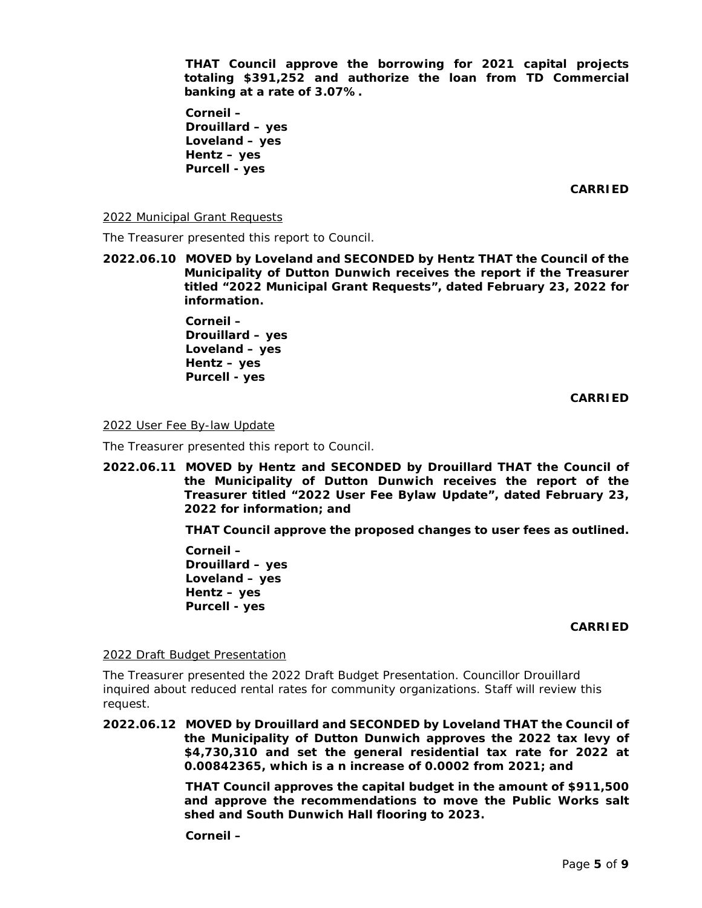**THAT Council approve the borrowing for 2021 capital projects totaling $391,252 and authorize the loan from TD Commercial banking at a rate of 3.07%.**

**Corneil –**
**Drouillard – yes**
**Loveland – yes**
**Hentz – yes**
**Purcell - yes**

**CARRIED**

<u>2022 Municipal Grant Requests</u>

The Treasurer presented this report to Council.

**2022.06.10 MOVED by Loveland and SECONDED by Hentz THAT the Council of the Municipality of Dutton Dunwich receives the report if the Treasurer titled "2022 Municipal Grant Requests", dated February 23, 2022 for information.**

**Corneil –**
**Drouillard – yes**
**Loveland – yes**
**Hentz – yes**
**Purcell - yes**

**CARRIED**

<u>2022 User Fee By-law Update</u>

The Treasurer presented this report to Council.

**2022.06.11 MOVED by Hentz and SECONDED by Drouillard THAT the Council of the Municipality of Dutton Dunwich receives the report of the Treasurer titled "2022 User Fee Bylaw Update", dated February 23, 2022 for information; and**

**THAT Council approve the proposed changes to user fees as outlined.**

**Corneil –**
**Drouillard – yes**
**Loveland – yes**
**Hentz – yes**
**Purcell - yes**

**CARRIED**

<u>2022 Draft Budget Presentation</u>

The Treasurer presented the 2022 Draft Budget Presentation. Councillor Drouillard inquired about reduced rental rates for community organizations. Staff will review this request.

**2022.06.12 MOVED by Drouillard and SECONDED by Loveland THAT the Council of the Municipality of Dutton Dunwich approves the 2022 tax levy of $4,730,310 and set the general residential tax rate for 2022 at 0.00842365, which is a n increase of 0.0002 from 2021; and**

**THAT Council approves the capital budget in the amount of $911,500 and approve the recommendations to move the Public Works salt shed and South Dunwich Hall flooring to 2023.**

**Corneil –**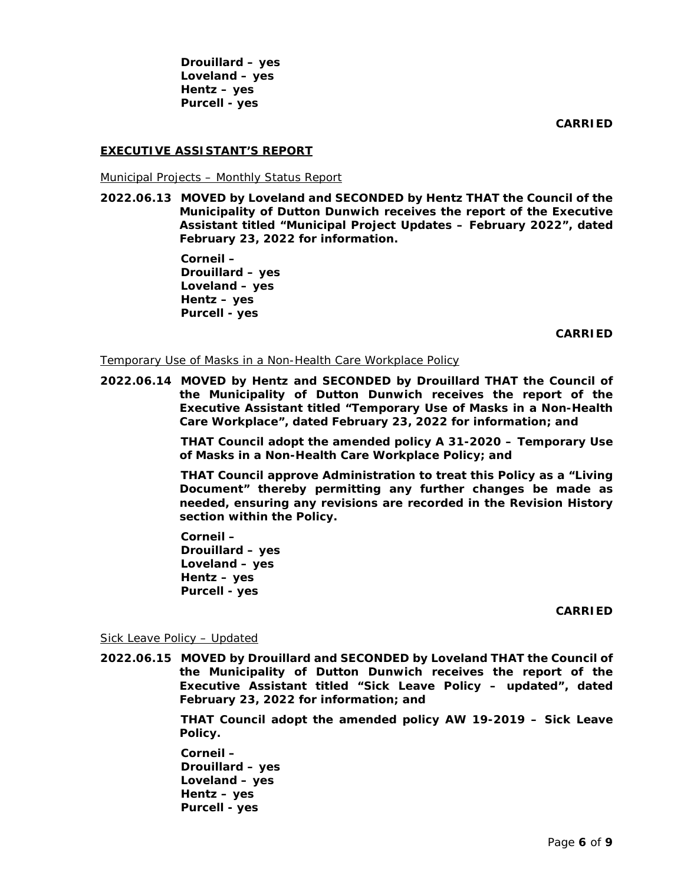**Drouillard – yes**
**Loveland – yes**
**Hentz – yes**
**Purcell - yes**

**CARRIED**

## EXECUTIVE ASSISTANT'S REPORT

Municipal Projects – Monthly Status Report

**2022.06.13 MOVED by Loveland and SECONDED by Hentz THAT the Council of the Municipality of Dutton Dunwich receives the report of the Executive Assistant titled "Municipal Project Updates – February 2022", dated February 23, 2022 for information.**

**Corneil –**
**Drouillard – yes**
**Loveland – yes**
**Hentz – yes**
**Purcell - yes**

**CARRIED**

Temporary Use of Masks in a Non-Health Care Workplace Policy

**2022.06.14 MOVED by Hentz and SECONDED by Drouillard THAT the Council of the Municipality of Dutton Dunwich receives the report of the Executive Assistant titled "Temporary Use of Masks in a Non-Health Care Workplace", dated February 23, 2022 for information; and**

**THAT Council adopt the amended policy A 31-2020 – Temporary Use of Masks in a Non-Health Care Workplace Policy; and**

**THAT Council approve Administration to treat this Policy as a "Living Document" thereby permitting any further changes be made as needed, ensuring any revisions are recorded in the Revision History section within the Policy.**

**Corneil –**
**Drouillard – yes**
**Loveland – yes**
**Hentz – yes**
**Purcell - yes**

**CARRIED**

Sick Leave Policy – Updated

**2022.06.15 MOVED by Drouillard and SECONDED by Loveland THAT the Council of the Municipality of Dutton Dunwich receives the report of the Executive Assistant titled "Sick Leave Policy – updated", dated February 23, 2022 for information; and**

**THAT Council adopt the amended policy AW 19-2019 – Sick Leave Policy.**

**Corneil –**
**Drouillard – yes**
**Loveland – yes**
**Hentz – yes**
**Purcell - yes**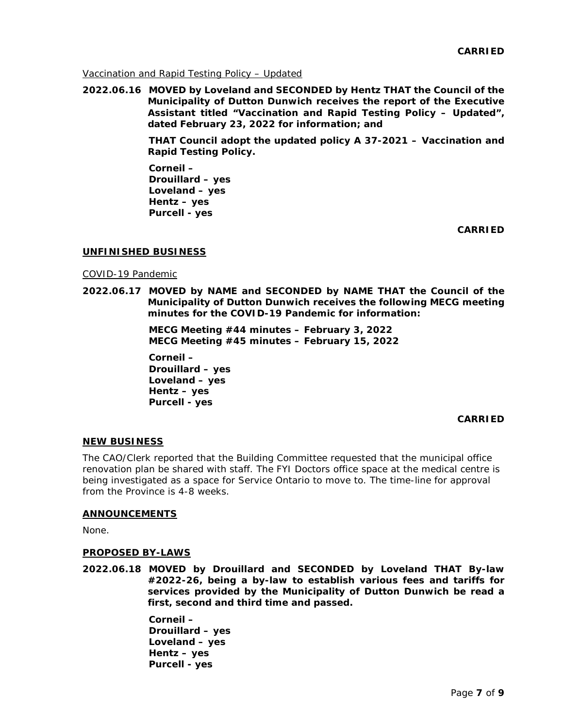**CARRIED**

Vaccination and Rapid Testing Policy – Updated

**2022.06.16 MOVED by Loveland and SECONDED by Hentz THAT the Council of the Municipality of Dutton Dunwich receives the report of the Executive Assistant titled "Vaccination and Rapid Testing Policy – Updated", dated February 23, 2022 for information; and**

**THAT Council adopt the updated policy A 37-2021 – Vaccination and Rapid Testing Policy.**

**Corneil –**
**Drouillard – yes**
**Loveland – yes**
**Hentz – yes**
**Purcell - yes**

**CARRIED**

## UNFINISHED BUSINESS

COVID-19 Pandemic

**2022.06.17 MOVED by NAME and SECONDED by NAME THAT the Council of the Municipality of Dutton Dunwich receives the following MECG meeting minutes for the COVID-19 Pandemic for information:**

**MECG Meeting #44 minutes – February 3, 2022**
**MECG Meeting #45 minutes – February 15, 2022**

**Corneil –**
**Drouillard – yes**
**Loveland – yes**
**Hentz – yes**
**Purcell - yes**

**CARRIED**

## NEW BUSINESS

The CAO/Clerk reported that the Building Committee requested that the municipal office renovation plan be shared with staff. The FYI Doctors office space at the medical centre is being investigated as a space for Service Ontario to move to. The time-line for approval from the Province is 4-8 weeks.

## ANNOUNCEMENTS

None.

## PROPOSED BY-LAWS

**2022.06.18 MOVED by Drouillard and SECONDED by Loveland THAT By-law #2022-26, being a by-law to establish various fees and tariffs for services provided by the Municipality of Dutton Dunwich be read a first, second and third time and passed.**

**Corneil –**
**Drouillard – yes**
**Loveland – yes**
**Hentz – yes**
**Purcell - yes**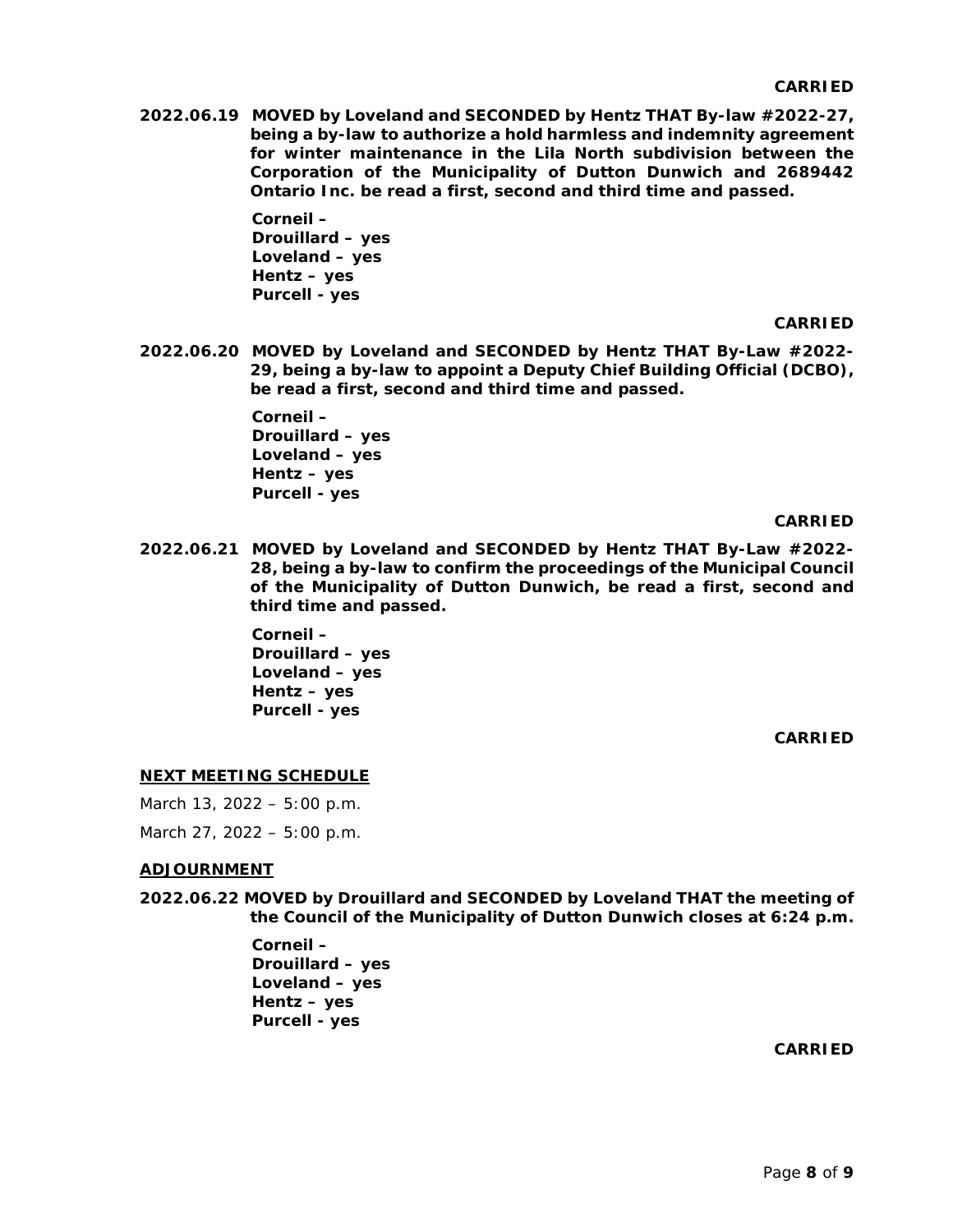**CARRIED**

**2022.06.19 MOVED by Loveland and SECONDED by Hentz THAT By-law #2022-27, being a by-law to authorize a hold harmless and indemnity agreement for winter maintenance in the Lila North subdivision between the Corporation of the Municipality of Dutton Dunwich and 2689442 Ontario Inc. be read a first, second and third time and passed.**

**Corneil –**
**Drouillard – yes**
**Loveland – yes**
**Hentz – yes**
**Purcell - yes**

**CARRIED**

**2022.06.20 MOVED by Loveland and SECONDED by Hentz THAT By-Law #2022-29, being a by-law to appoint a Deputy Chief Building Official (DCBO), be read a first, second and third time and passed.**

**Corneil –**
**Drouillard – yes**
**Loveland – yes**
**Hentz – yes**
**Purcell - yes**

**CARRIED**

**2022.06.21 MOVED by Loveland and SECONDED by Hentz THAT By-Law #2022-28, being a by-law to confirm the proceedings of the Municipal Council of the Municipality of Dutton Dunwich, be read a first, second and third time and passed.**

**Corneil –**
**Drouillard – yes**
**Loveland – yes**
**Hentz – yes**
**Purcell - yes**

**CARRIED**

## NEXT MEETING SCHEDULE

March 13, 2022 – 5:00 p.m.

March 27, 2022 – 5:00 p.m.

## ADJOURNMENT

**2022.06.22 MOVED by Drouillard and SECONDED by Loveland THAT the meeting of the Council of the Municipality of Dutton Dunwich closes at 6:24 p.m.**

**Corneil –**
**Drouillard – yes**
**Loveland – yes**
**Hentz – yes**
**Purcell - yes**

**CARRIED**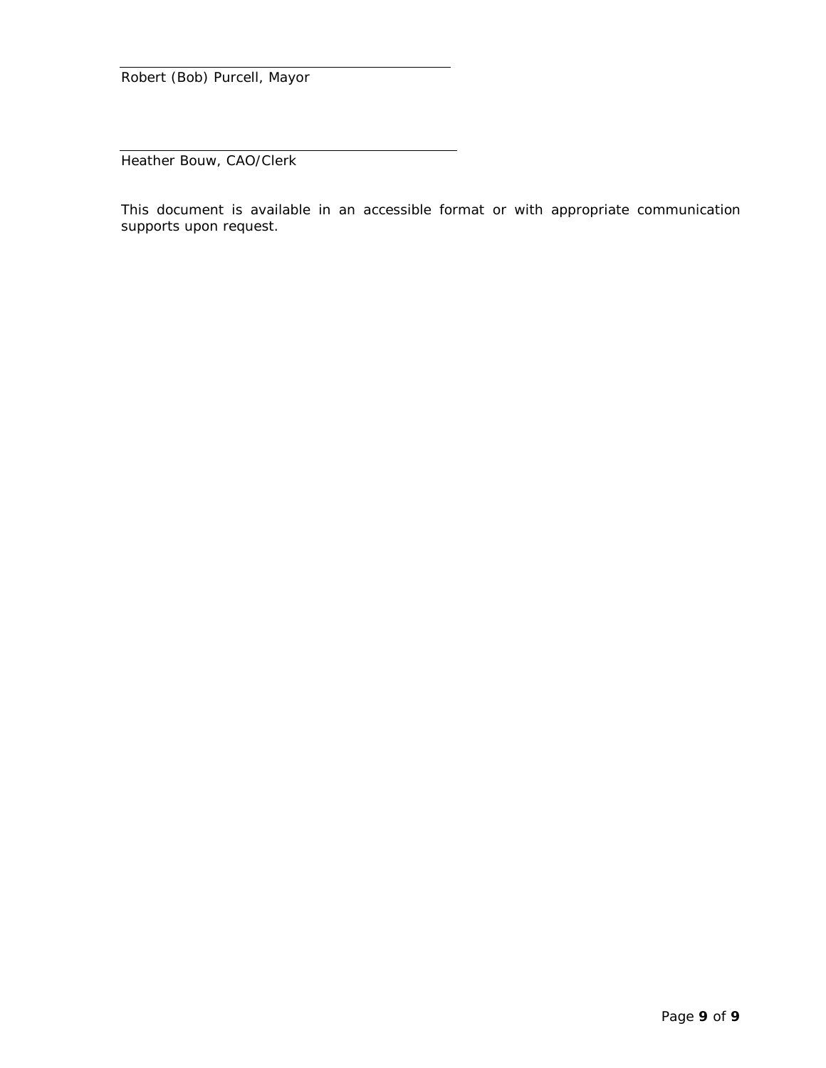Robert (Bob) Purcell, Mayor

Heather Bouw, CAO/Clerk

This document is available in an accessible format or with appropriate communication supports upon request.